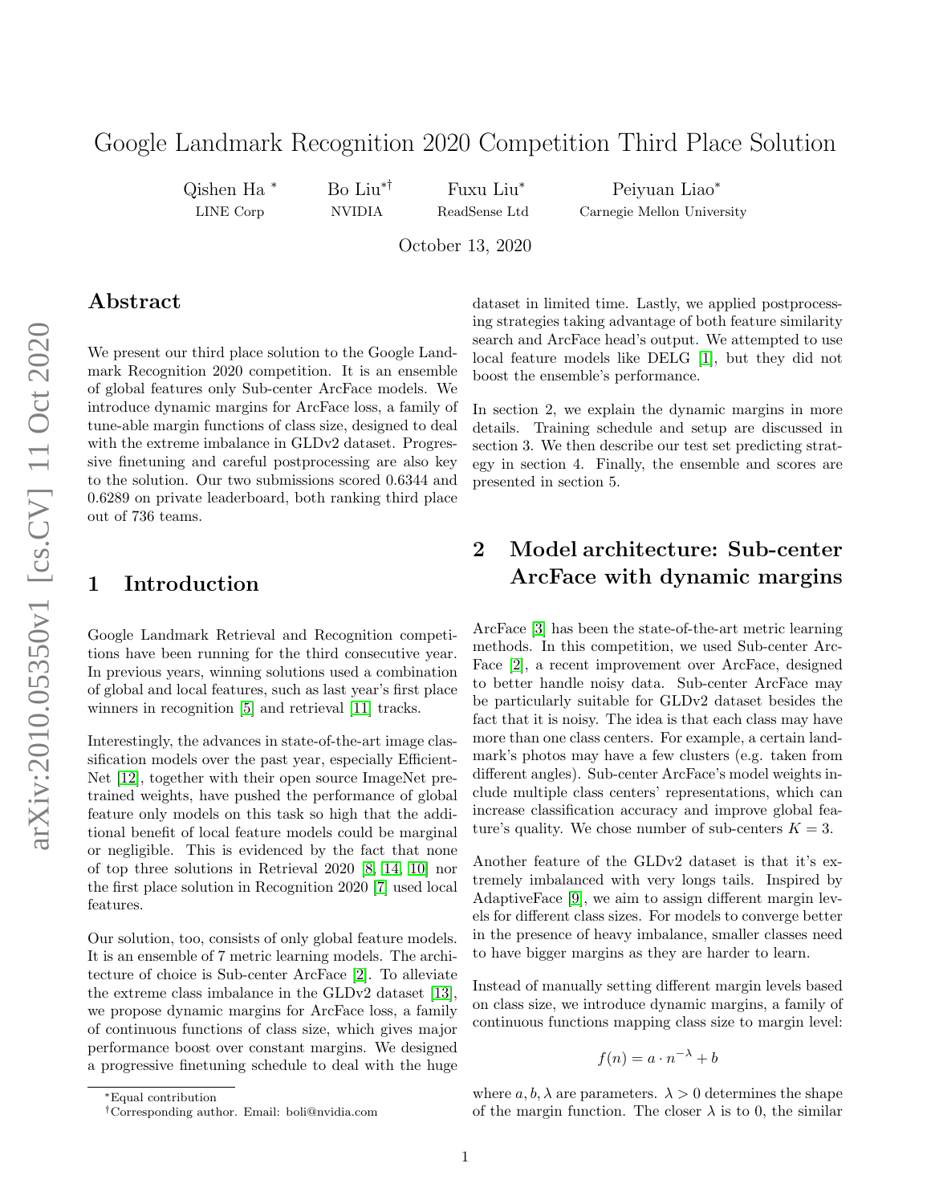# Google Landmark Recognition 2020 Competition Third Place Solution

Qishen Ha [*] LINE Corp

Bo Liu[*†] NVIDIA

Fuxu Liu[*] ReadSense Ltd

Peiyuan Liao[*] Carnegie Mellon University

October 13, 2020

## Abstract

We present our third place solution to the Google Landmark Recognition 2020 competition. It is an ensemble of global features only Sub-center ArcFace models. We introduce dynamic margins for ArcFace loss, a family of tune-able margin functions of class size, designed to deal with the extreme imbalance in GLDv2 dataset. Progressive finetuning and careful postprocessing are also key to the solution. Our two submissions scored 0.6344 and 0.6289 on private leaderboard, both ranking third place out of 736 teams.

## 1 Introduction

Google Landmark Retrieval and Recognition competitions have been running for the third consecutive year. In previous years, winning solutions used a combination of global and local features, such as last year's first place winners in recognition [5] and retrieval [11] tracks.

Interestingly, the advances in state-of-the-art image classification models over the past year, especially EfficientNet [12], together with their open source ImageNet pretrained weights, have pushed the performance of global feature only models on this task so high that the additional benefit of local feature models could be marginal or negligible. This is evidenced by the fact that none of top three solutions in Retrieval 2020 [8, 14, 10] nor the first place solution in Recognition 2020 [7] used local features.

Our solution, too, consists of only global feature models. It is an ensemble of 7 metric learning models. The architecture of choice is Sub-center ArcFace [2]. To alleviate the extreme class imbalance in the GLDv2 dataset [13], we propose dynamic margins for ArcFace loss, a family of continuous functions of class size, which gives major performance boost over constant margins. We designed a progressive finetuning schedule to deal with the huge dataset in limited time. Lastly, we applied postprocessing strategies taking advantage of both feature similarity search and ArcFace head's output. We attempted to use local feature models like DELG [1], but they did not boost the ensemble's performance.

In section 2, we explain the dynamic margins in more details. Training schedule and setup are discussed in section 3. We then describe our test set predicting strategy in section 4. Finally, the ensemble and scores are presented in section 5.

## 2 Model architecture: Sub-center ArcFace with dynamic margins

ArcFace [3] has been the state-of-the-art metric learning methods. In this competition, we used Sub-center ArcFace [2], a recent improvement over ArcFace, designed to better handle noisy data. Sub-center ArcFace may be particularly suitable for GLDv2 dataset besides the fact that it is noisy. The idea is that each class may have more than one class centers. For example, a certain landmark's photos may have a few clusters (e.g. taken from different angles). Sub-center ArcFace's model weights include multiple class centers' representations, which can increase classification accuracy and improve global feature's quality. We chose number of sub-centers $K = 3$.

Another feature of the GLDv2 dataset is that it's extremely imbalanced with very longs tails. Inspired by AdaptiveFace [9], we aim to assign different margin levels for different class sizes. For models to converge better in the presence of heavy imbalance, smaller classes need to have bigger margins as they are harder to learn.

Instead of manually setting different margin levels based on class size, we introduce dynamic margins, a family of continuous functions mapping class size to margin level:

$$f(n) = a \cdot n^{-\lambda} + b$$

where $a, b, \lambda$ are parameters. $\lambda > 0$ determines the shape of the margin function. The closer $\lambda$ is to 0, the similar

[*]Equal contribution

[†]Corresponding author. Email: boli@nvidia.com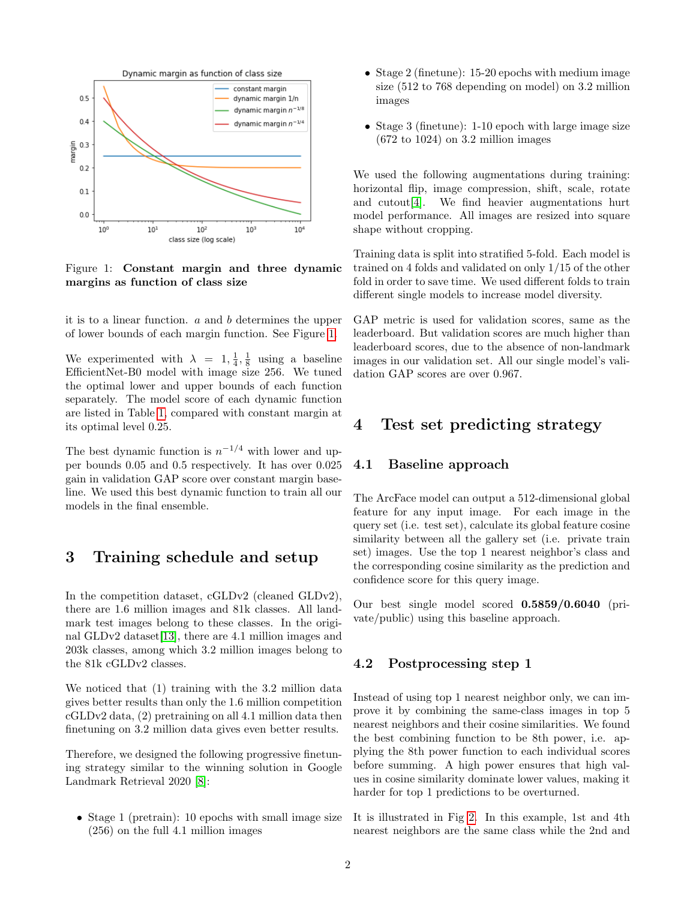Figure 1: **Constant margin and three dynamic margins as function of class size**

it is to a linear function. $a$ and $b$ determines the upper of lower bounds of each margin function. See Figure 1.

We experimented with $\lambda = 1, \frac{1}{4}, \frac{1}{8}$ using a baseline EfficientNet-B0 model with image size 256. We tuned the optimal lower and upper bounds of each function separately. The model score of each dynamic function are listed in Table 1, compared with constant margin at its optimal level 0.25.

The best dynamic function is $n^{-1/4}$ with lower and upper bounds 0.05 and 0.5 respectively. It has over 0.025 gain in validation GAP score over constant margin baseline. We used this best dynamic function to train all our models in the final ensemble.

# 3 Training schedule and setup

In the competition dataset, cGLDv2 (cleaned GLDv2), there are 1.6 million images and 81k classes. All landmark test images belong to these classes. In the original GLDv2 dataset[13], there are 4.1 million images and 203k classes, among which 3.2 million images belong to the 81k cGLDv2 classes.

We noticed that (1) training with the 3.2 million data gives better results than only the 1.6 million competition cGLDv2 data, (2) pretraining on all 4.1 million data then finetuning on 3.2 million data gives even better results.

Therefore, we designed the following progressive finetuning strategy similar to the winning solution in Google Landmark Retrieval 2020 [8]:

- Stage 1 (pretrain): 10 epochs with small image size (256) on the full 4.1 million images
- Stage 2 (finetune): 15-20 epochs with medium image size (512 to 768 depending on model) on 3.2 million images
- Stage 3 (finetune): 1-10 epoch with large image size (672 to 1024) on 3.2 million images

We used the following augmentations during training: horizontal flip, image compression, shift, scale, rotate and cutout[4]. We find heavier augmentations hurt model performance. All images are resized into square shape without cropping.

Training data is split into stratified 5-fold. Each model is trained on 4 folds and validated on only 1/15 of the other fold in order to save time. We used different folds to train different single models to increase model diversity.

GAP metric is used for validation scores, same as the leaderboard. But validation scores are much higher than leaderboard scores, due to the absence of non-landmark images in our validation set. All our single model's validation GAP scores are over 0.967.

# 4 Test set predicting strategy

## 4.1 Baseline approach

The ArcFace model can output a 512-dimensional global feature for any input image. For each image in the query set (i.e. test set), calculate its global feature cosine similarity between all the gallery set (i.e. private train set) images. Use the top 1 nearest neighbor's class and the corresponding cosine similarity as the prediction and confidence score for this query image.

Our best single model scored **0.5859/0.6040** (private/public) using this baseline approach.

## 4.2 Postprocessing step 1

Instead of using top 1 nearest neighbor only, we can improve it by combining the same-class images in top 5 nearest neighbors and their cosine similarities. We found the best combining function to be 8th power, i.e. applying the 8th power function to each individual scores before summing. A high power ensures that high values in cosine similarity dominate lower values, making it harder for top 1 predictions to be overturned.

It is illustrated in Fig 2. In this example, 1st and 4th nearest neighbors are the same class while the 2nd and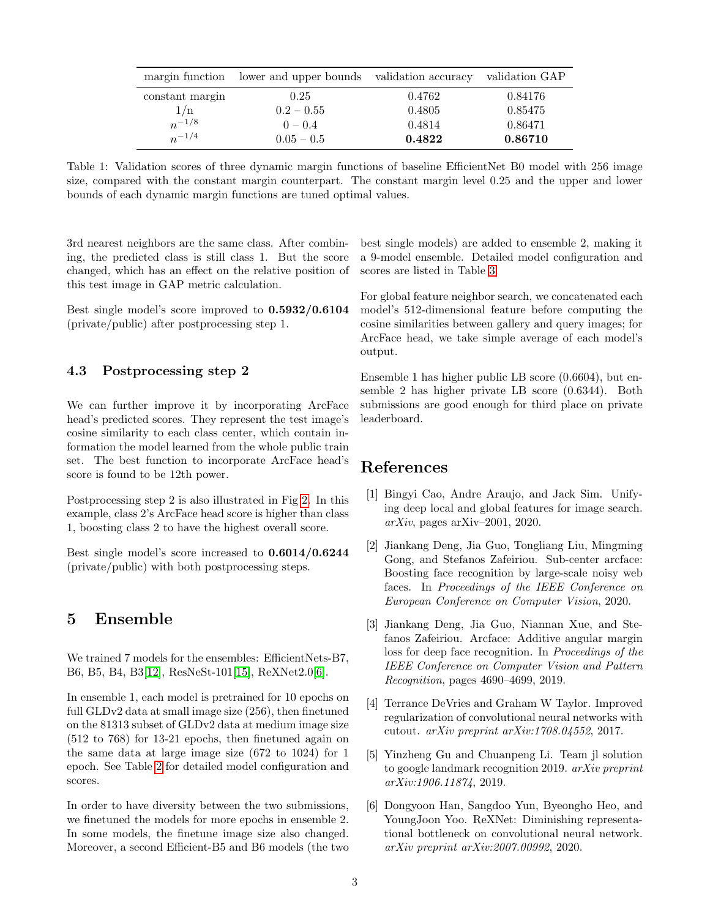| margin function | lower and upper bounds | validation accuracy | validation GAP |
| --- | --- | --- | --- |
| constant margin | 0.25 | 0.4762 | 0.84176 |
| 1/n | 0.2 – 0.55 | 0.4805 | 0.85475 |
| $n^{-1/8}$ | 0 – 0.4 | 0.4814 | 0.86471 |
| $n^{-1/4}$ | 0.05 – 0.5 | **0.4822** | **0.86710** |

Table 1: Validation scores of three dynamic margin functions of baseline EfficientNet B0 model with 256 image size, compared with the constant margin counterpart. The constant margin level 0.25 and the upper and lower bounds of each dynamic margin functions are tuned optimal values.

3rd nearest neighbors are the same class. After combining, the predicted class is still class 1. But the score changed, which has an effect on the relative position of this test image in GAP metric calculation.

Best single model's score improved to **0.5932/0.6104** (private/public) after postprocessing step 1.

### 4.3 Postprocessing step 2

We can further improve it by incorporating ArcFace head's predicted scores. They represent the test image's cosine similarity to each class center, which contain information the model learned from the whole public train set. The best function to incorporate ArcFace head's score is found to be 12th power.

Postprocessing step 2 is also illustrated in Fig 2. In this example, class 2's ArcFace head score is higher than class 1, boosting class 2 to have the highest overall score.

Best single model's score increased to **0.6014/0.6244** (private/public) with both postprocessing steps.

## 5 Ensemble

We trained 7 models for the ensembles: EfficientNets-B7, B6, B5, B4, B3[12], ResNeSt-101[15], ReXNet2.0[6].

In ensemble 1, each model is pretrained for 10 epochs on full GLDv2 data at small image size (256), then finetuned on the 81313 subset of GLDv2 data at medium image size (512 to 768) for 13-21 epochs, then finetuned again on the same data at large image size (672 to 1024) for 1 epoch. See Table 2 for detailed model configuration and scores.

In order to have diversity between the two submissions, we finetuned the models for more epochs in ensemble 2. In some models, the finetune image size also changed. Moreover, a second Efficient-B5 and B6 models (the two best single models) are added to ensemble 2, making it a 9-model ensemble. Detailed model configuration and scores are listed in Table 3.

For global feature neighbor search, we concatenated each model's 512-dimensional feature before computing the cosine similarities between gallery and query images; for ArcFace head, we take simple average of each model's output.

Ensemble 1 has higher public LB score (0.6604), but ensemble 2 has higher private LB score (0.6344). Both submissions are good enough for third place on private leaderboard.

## References

[1] Bingyi Cao, Andre Araujo, and Jack Sim. Unifying deep local and global features for image search. *arXiv*, pages arXiv–2001, 2020.

[2] Jiankang Deng, Jia Guo, Tongliang Liu, Mingming Gong, and Stefanos Zafeiriou. Sub-center arcface: Boosting face recognition by large-scale noisy web faces. In *Proceedings of the IEEE Conference on European Conference on Computer Vision*, 2020.

[3] Jiankang Deng, Jia Guo, Niannan Xue, and Stefanos Zafeiriou. Arcface: Additive angular margin loss for deep face recognition. In *Proceedings of the IEEE Conference on Computer Vision and Pattern Recognition*, pages 4690–4699, 2019.

[4] Terrance DeVries and Graham W Taylor. Improved regularization of convolutional neural networks with cutout. *arXiv preprint arXiv:1708.04552*, 2017.

[5] Yinzheng Gu and Chuanpeng Li. Team jl solution to google landmark recognition 2019. *arXiv preprint arXiv:1906.11874*, 2019.

[6] Dongyoon Han, Sangdoo Yun, Byeongho Heo, and YoungJoon Yoo. ReXNet: Diminishing representational bottleneck on convolutional neural network. *arXiv preprint arXiv:2007.00992*, 2020.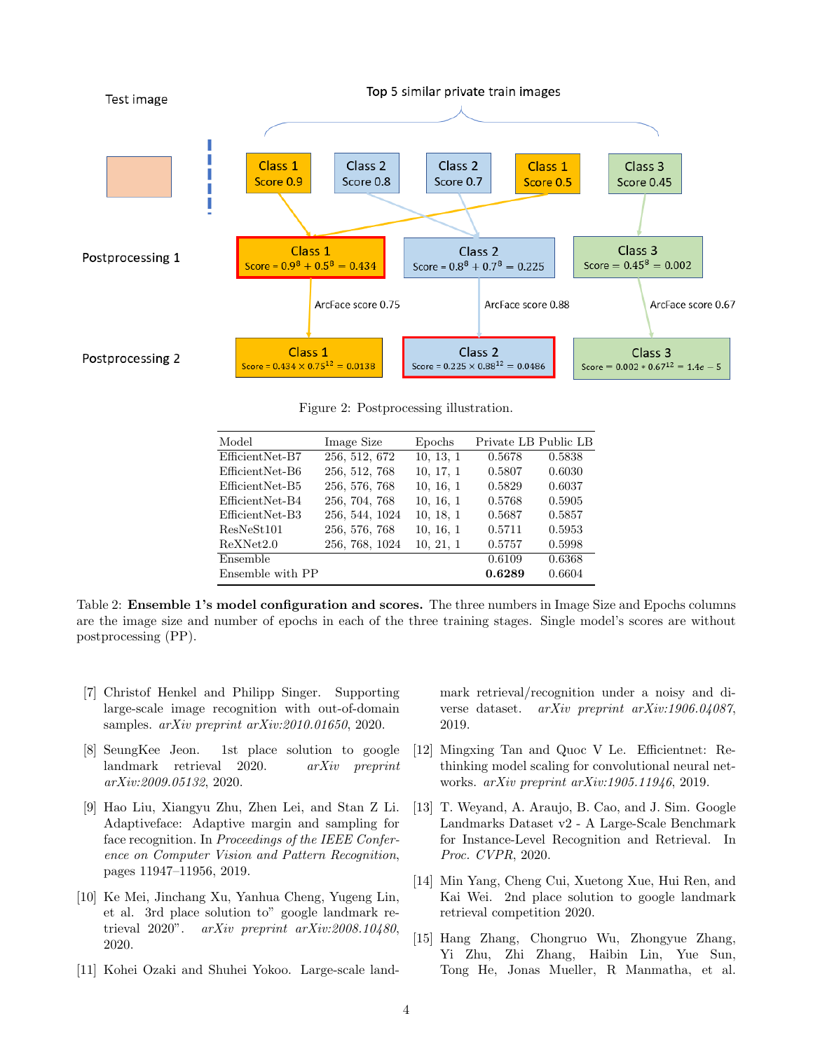Figure 2: Postprocessing illustration.

| Model | Image Size | Epochs | Private LB | Public LB |
|---|---|---|---|---|
| EfficientNet-B7 | 256, 512, 672 | 10, 13, 1 | 0.5678 | 0.5838 |
| EfficientNet-B6 | 256, 512, 768 | 10, 17, 1 | 0.5807 | 0.6030 |
| EfficientNet-B5 | 256, 576, 768 | 10, 16, 1 | 0.5829 | 0.6037 |
| EfficientNet-B4 | 256, 704, 768 | 10, 16, 1 | 0.5768 | 0.5905 |
| EfficientNet-B3 | 256, 544, 1024 | 10, 18, 1 | 0.5687 | 0.5857 |
| ResNeSt101 | 256, 576, 768 | 10, 16, 1 | 0.5711 | 0.5953 |
| ReXNet2.0 | 256, 768, 1024 | 10, 21, 1 | 0.5757 | 0.5998 |
| Ensemble | | | 0.6109 | 0.6368 |
| Ensemble with PP | | | **0.6289** | 0.6604 |

Table 2: **Ensemble 1's model configuration and scores.** The three numbers in Image Size and Epochs columns are the image size and number of epochs in each of the three training stages. Single model's scores are without postprocessing (PP).

[7] Christof Henkel and Philipp Singer. Supporting large-scale image recognition with out-of-domain samples. *arXiv preprint arXiv:2010.01650*, 2020.

[8] SeungKee Jeon. 1st place solution to google landmark retrieval 2020. *arXiv preprint arXiv:2009.05132*, 2020.

[9] Hao Liu, Xiangyu Zhu, Zhen Lei, and Stan Z Li. Adaptiveface: Adaptive margin and sampling for face recognition. In *Proceedings of the IEEE Conference on Computer Vision and Pattern Recognition*, pages 11947–11956, 2019.

[10] Ke Mei, Jinchang Xu, Yanhua Cheng, Yugeng Lin, et al. 3rd place solution to" google landmark retrieval 2020". *arXiv preprint arXiv:2008.10480*, 2020.

[11] Kohei Ozaki and Shuhei Yokoo. Large-scale landmark retrieval/recognition under a noisy and diverse dataset. *arXiv preprint arXiv:1906.04087*, 2019.

[12] Mingxing Tan and Quoc V Le. Efficientnet: Rethinking model scaling for convolutional neural networks. *arXiv preprint arXiv:1905.11946*, 2019.

[13] T. Weyand, A. Araujo, B. Cao, and J. Sim. Google Landmarks Dataset v2 - A Large-Scale Benchmark for Instance-Level Recognition and Retrieval. In *Proc. CVPR*, 2020.

[14] Min Yang, Cheng Cui, Xuetong Xue, Hui Ren, and Kai Wei. 2nd place solution to google landmark retrieval competition 2020.

[15] Hang Zhang, Chongruo Wu, Zhongyue Zhang, Yi Zhu, Zhi Zhang, Haibin Lin, Yue Sun, Tong He, Jonas Mueller, R Manmatha, et al.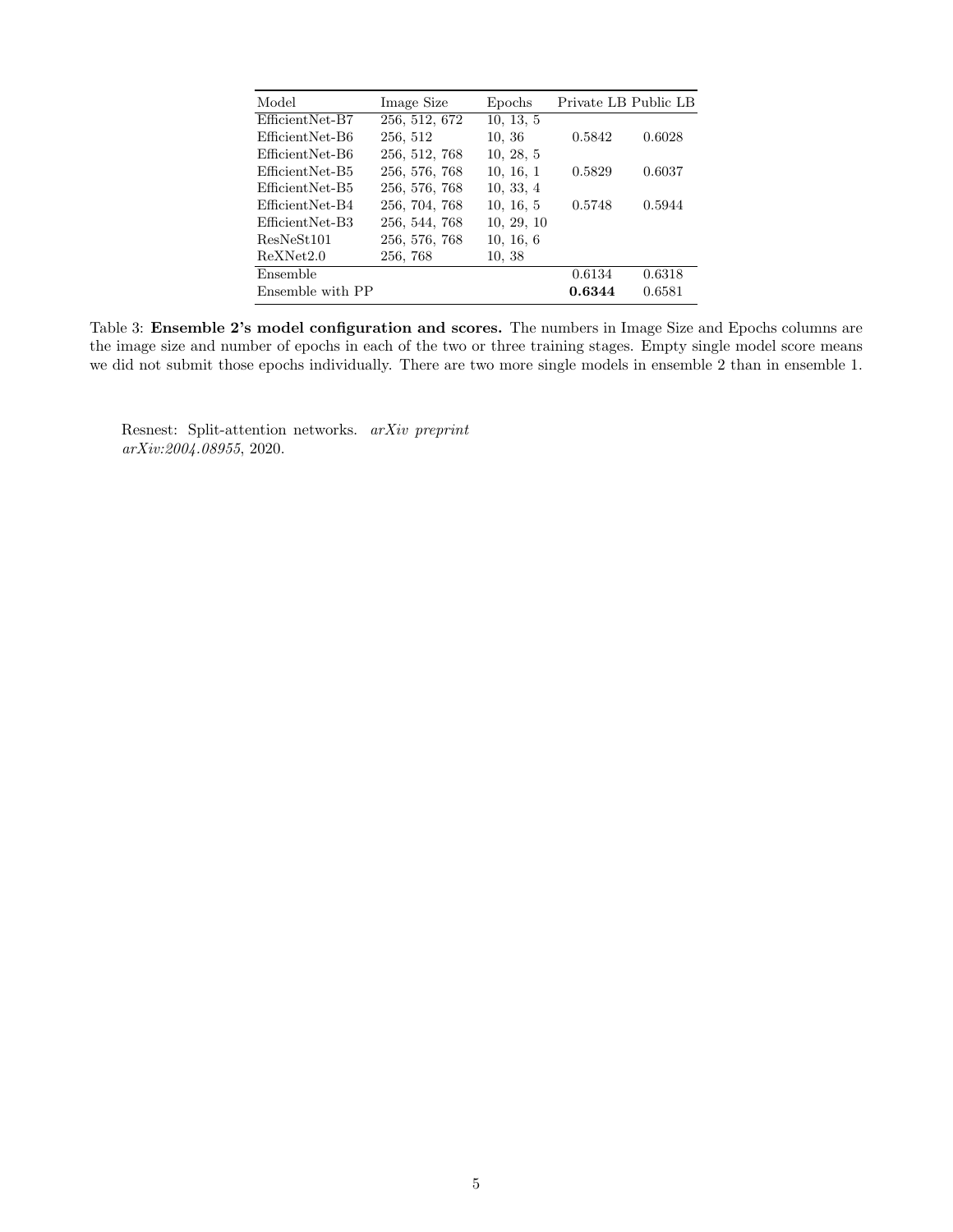| Model | Image Size | Epochs | Private LB | Public LB |
| --- | --- | --- | --- | --- |
| EfficientNet-B7 | 256, 512, 672 | 10, 13, 5 | | |
| EfficientNet-B6 | 256, 512 | 10, 36 | 0.5842 | 0.6028 |
| EfficientNet-B6 | 256, 512, 768 | 10, 28, 5 | | |
| EfficientNet-B5 | 256, 576, 768 | 10, 16, 1 | 0.5829 | 0.6037 |
| EfficientNet-B5 | 256, 576, 768 | 10, 33, 4 | | |
| EfficientNet-B4 | 256, 704, 768 | 10, 16, 5 | 0.5748 | 0.5944 |
| EfficientNet-B3 | 256, 544, 768 | 10, 29, 10 | | |
| ResNeSt101 | 256, 576, 768 | 10, 16, 6 | | |
| ReXNet2.0 | 256, 768 | 10, 38 | | |
| Ensemble | | | 0.6134 | 0.6318 |
| Ensemble with PP | | | **0.6344** | 0.6581 |

Table 3: **Ensemble 2's model configuration and scores.** The numbers in Image Size and Epochs columns are the image size and number of epochs in each of the two or three training stages. Empty single model score means we did not submit those epochs individually. There are two more single models in ensemble 2 than in ensemble 1.

Resnest: Split-attention networks. *arXiv preprint arXiv:2004.08955*, 2020.